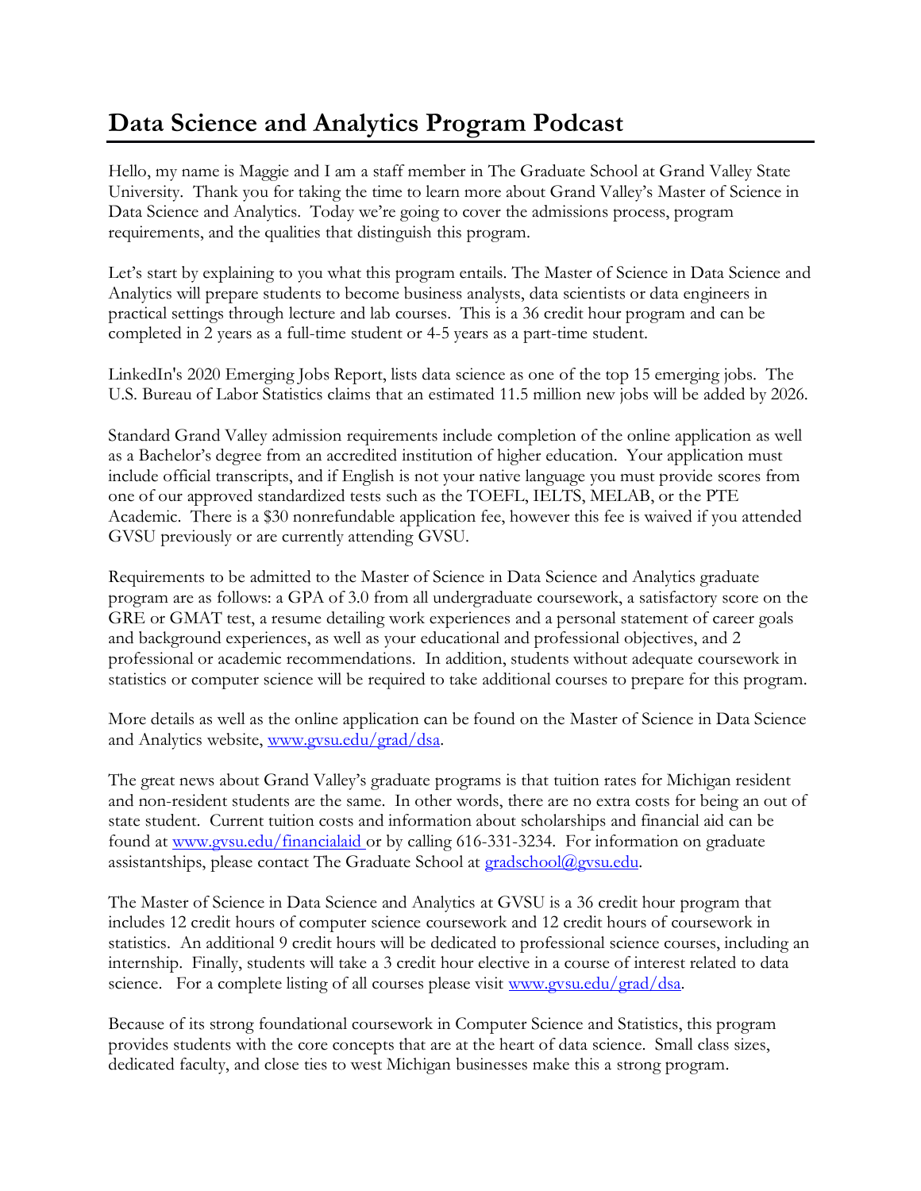# Data Science and Analytics Program Podcast

Hello, my name is Maggie and I am a staff member in The Graduate School at Grand Valley State University. Thank you for taking the time to learn more about Grand Valley's Master of Science in Data Science and Analytics. Today we're going to cover the admissions process, program requirements, and the qualities that distinguish this program.

Let's start by explaining to you what this program entails. The Master of Science in Data Science and Analytics will prepare students to become business analysts, data scientists or data engineers in practical settings through lecture and lab courses. This is a 36 credit hour program and can be completed in 2 years as a full-time student or 4-5 years as a part-time student.

LinkedIn's 2020 Emerging Jobs Report, lists data science as one of the top 15 emerging jobs. The U.S. Bureau of Labor Statistics claims that an estimated 11.5 million new jobs will be added by 2026.

Standard Grand Valley admission requirements include completion of the online application as well as a Bachelor's degree from an accredited institution of higher education. Your application must include official transcripts, and if English is not your native language you must provide scores from one of our approved standardized tests such as the TOEFL, IELTS, MELAB, or the PTE Academic. There is a $30 nonrefundable application fee, however this fee is waived if you attended GVSU previously or are currently attending GVSU.

Requirements to be admitted to the Master of Science in Data Science and Analytics graduate program are as follows: a GPA of 3.0 from all undergraduate coursework, a satisfactory score on the GRE or GMAT test, a resume detailing work experiences and a personal statement of career goals and background experiences, as well as your educational and professional objectives, and 2 professional or academic recommendations. In addition, students without adequate coursework in statistics or computer science will be required to take additional courses to prepare for this program.

More details as well as the online application can be found on the Master of Science in Data Science and Analytics website, [www.gvsu.edu/grad/dsa](www.gvsu.edu/grad/dsa).

The great news about Grand Valley's graduate programs is that tuition rates for Michigan resident and non-resident students are the same. In other words, there are no extra costs for being an out of state student. Current tuition costs and information about scholarships and financial aid can be found at [www.gvsu.edu/financialaid](www.gvsu.edu/financialaid) or by calling 616-331-3234. For information on graduate assistantships, please contact The Graduate School at [gradschool@gvsu.edu](mailto:gradschool@gvsu.edu).

The Master of Science in Data Science and Analytics at GVSU is a 36 credit hour program that includes 12 credit hours of computer science coursework and 12 credit hours of coursework in statistics. An additional 9 credit hours will be dedicated to professional science courses, including an internship. Finally, students will take a 3 credit hour elective in a course of interest related to data science. For a complete listing of all courses please visit [www.gvsu.edu/grad/dsa](www.gvsu.edu/grad/dsa).

Because of its strong foundational coursework in Computer Science and Statistics, this program provides students with the core concepts that are at the heart of data science. Small class sizes, dedicated faculty, and close ties to west Michigan businesses make this a strong program.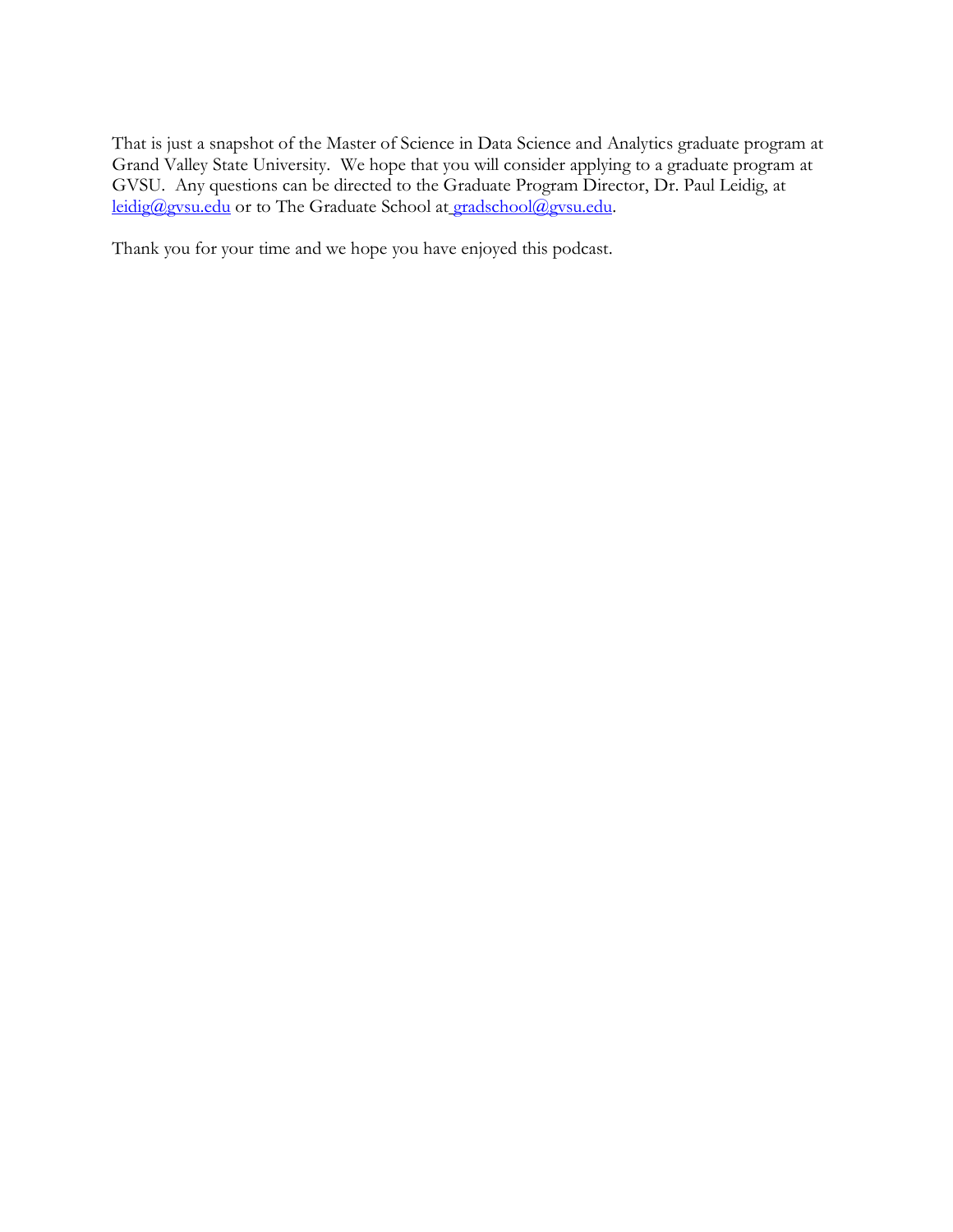That is just a snapshot of the Master of Science in Data Science and Analytics graduate program at Grand Valley State University. We hope that you will consider applying to a graduate program at GVSU. Any questions can be directed to the Graduate Program Director, Dr. Paul Leidig, at [leidig@gvsu.edu](mailto:leidig@gvsu.edu) or to The Graduate School at [gradschool@gvsu.edu](mailto:gradschool@gvsu.edu).

Thank you for your time and we hope you have enjoyed this podcast.